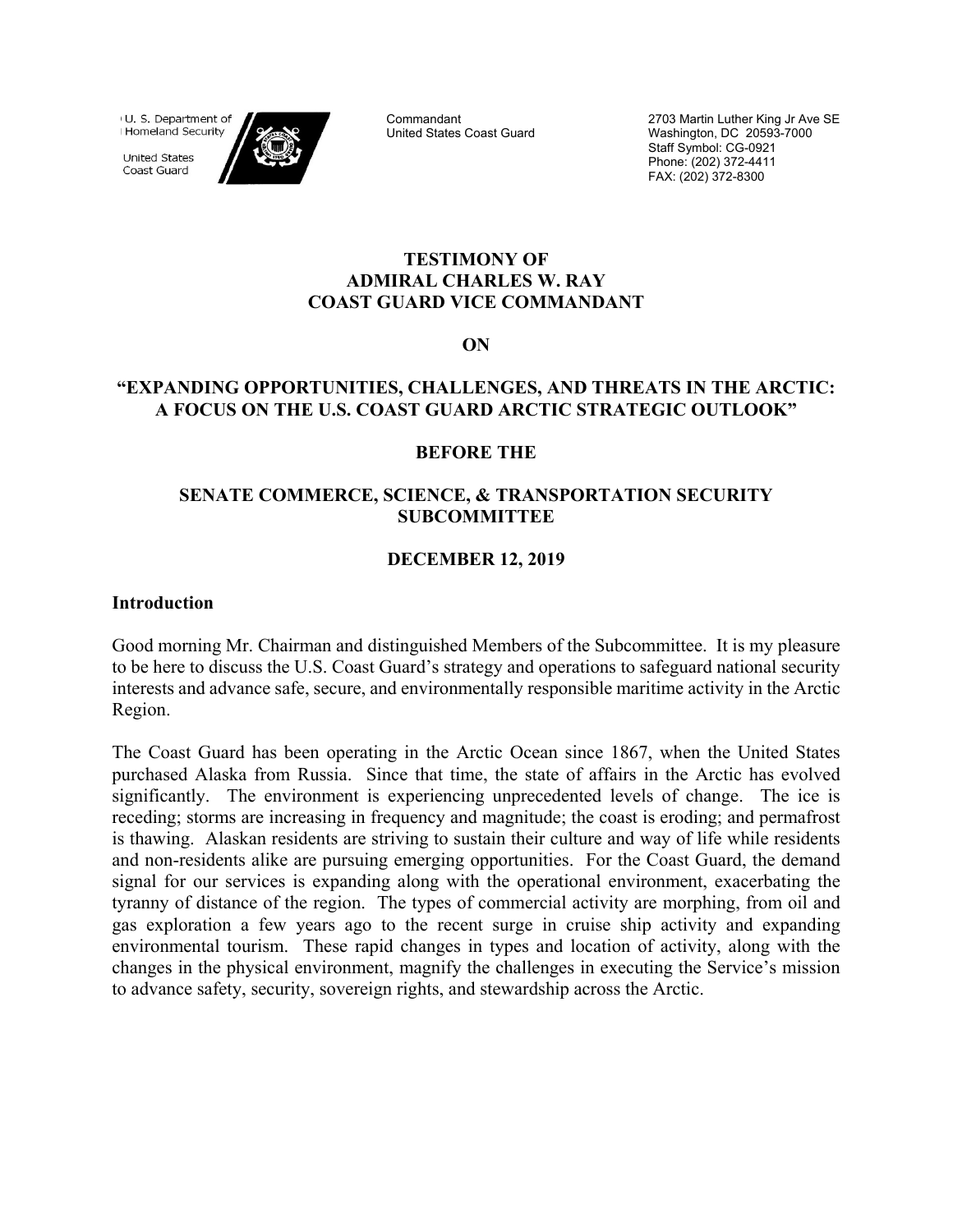U. S. Department of Homeland Security

United States Coast Guard

Commandant
United States Coast Guard

2703 Martin Luther King Jr Ave SE
Washington, DC 20593-7000
Staff Symbol: CG-0921
Phone: (202) 372-4411
FAX: (202) 372-8300

**TESTIMONY OF**
**ADMIRAL CHARLES W. RAY**
**COAST GUARD VICE COMMANDANT**

**ON**

**"EXPANDING OPPORTUNITIES, CHALLENGES, AND THREATS IN THE ARCTIC: A FOCUS ON THE U.S. COAST GUARD ARCTIC STRATEGIC OUTLOOK"**

**BEFORE THE**

**SENATE COMMERCE, SCIENCE, & TRANSPORTATION SECURITY SUBCOMMITTEE**

**DECEMBER 12, 2019**

## Introduction

Good morning Mr. Chairman and distinguished Members of the Subcommittee. It is my pleasure to be here to discuss the U.S. Coast Guard's strategy and operations to safeguard national security interests and advance safe, secure, and environmentally responsible maritime activity in the Arctic Region.

The Coast Guard has been operating in the Arctic Ocean since 1867, when the United States purchased Alaska from Russia. Since that time, the state of affairs in the Arctic has evolved significantly. The environment is experiencing unprecedented levels of change. The ice is receding; storms are increasing in frequency and magnitude; the coast is eroding; and permafrost is thawing. Alaskan residents are striving to sustain their culture and way of life while residents and non-residents alike are pursuing emerging opportunities. For the Coast Guard, the demand signal for our services is expanding along with the operational environment, exacerbating the tyranny of distance of the region. The types of commercial activity are morphing, from oil and gas exploration a few years ago to the recent surge in cruise ship activity and expanding environmental tourism. These rapid changes in types and location of activity, along with the changes in the physical environment, magnify the challenges in executing the Service's mission to advance safety, security, sovereign rights, and stewardship across the Arctic.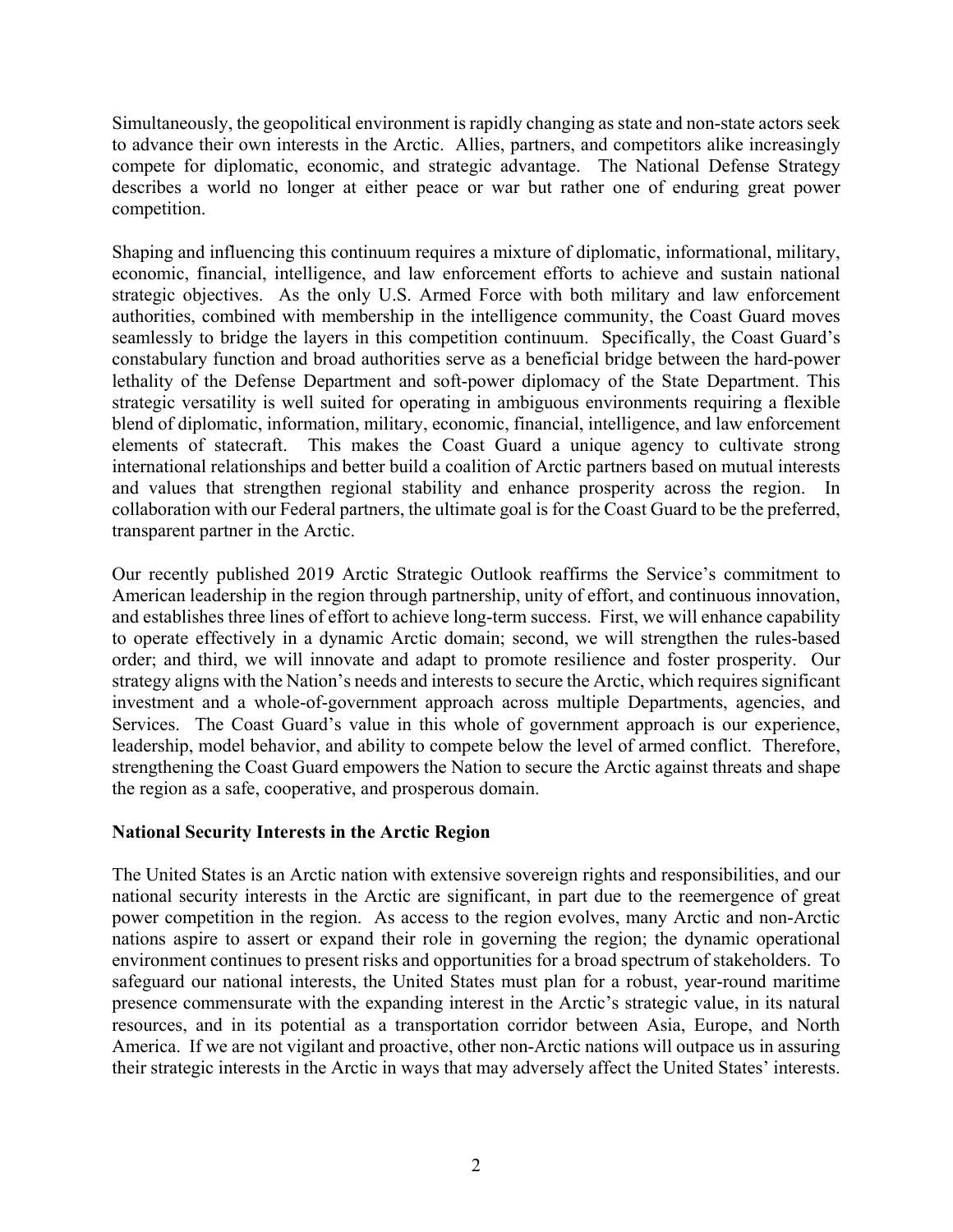Simultaneously, the geopolitical environment is rapidly changing as state and non-state actors seek to advance their own interests in the Arctic. Allies, partners, and competitors alike increasingly compete for diplomatic, economic, and strategic advantage. The National Defense Strategy describes a world no longer at either peace or war but rather one of enduring great power competition.

Shaping and influencing this continuum requires a mixture of diplomatic, informational, military, economic, financial, intelligence, and law enforcement efforts to achieve and sustain national strategic objectives. As the only U.S. Armed Force with both military and law enforcement authorities, combined with membership in the intelligence community, the Coast Guard moves seamlessly to bridge the layers in this competition continuum. Specifically, the Coast Guard's constabulary function and broad authorities serve as a beneficial bridge between the hard-power lethality of the Defense Department and soft-power diplomacy of the State Department. This strategic versatility is well suited for operating in ambiguous environments requiring a flexible blend of diplomatic, information, military, economic, financial, intelligence, and law enforcement elements of statecraft. This makes the Coast Guard a unique agency to cultivate strong international relationships and better build a coalition of Arctic partners based on mutual interests and values that strengthen regional stability and enhance prosperity across the region. In collaboration with our Federal partners, the ultimate goal is for the Coast Guard to be the preferred, transparent partner in the Arctic.

Our recently published 2019 Arctic Strategic Outlook reaffirms the Service's commitment to American leadership in the region through partnership, unity of effort, and continuous innovation, and establishes three lines of effort to achieve long-term success. First, we will enhance capability to operate effectively in a dynamic Arctic domain; second, we will strengthen the rules-based order; and third, we will innovate and adapt to promote resilience and foster prosperity. Our strategy aligns with the Nation's needs and interests to secure the Arctic, which requires significant investment and a whole-of-government approach across multiple Departments, agencies, and Services. The Coast Guard's value in this whole of government approach is our experience, leadership, model behavior, and ability to compete below the level of armed conflict. Therefore, strengthening the Coast Guard empowers the Nation to secure the Arctic against threats and shape the region as a safe, cooperative, and prosperous domain.

**National Security Interests in the Arctic Region**

The United States is an Arctic nation with extensive sovereign rights and responsibilities, and our national security interests in the Arctic are significant, in part due to the reemergence of great power competition in the region. As access to the region evolves, many Arctic and non-Arctic nations aspire to assert or expand their role in governing the region; the dynamic operational environment continues to present risks and opportunities for a broad spectrum of stakeholders. To safeguard our national interests, the United States must plan for a robust, year-round maritime presence commensurate with the expanding interest in the Arctic's strategic value, in its natural resources, and in its potential as a transportation corridor between Asia, Europe, and North America. If we are not vigilant and proactive, other non-Arctic nations will outpace us in assuring their strategic interests in the Arctic in ways that may adversely affect the United States' interests.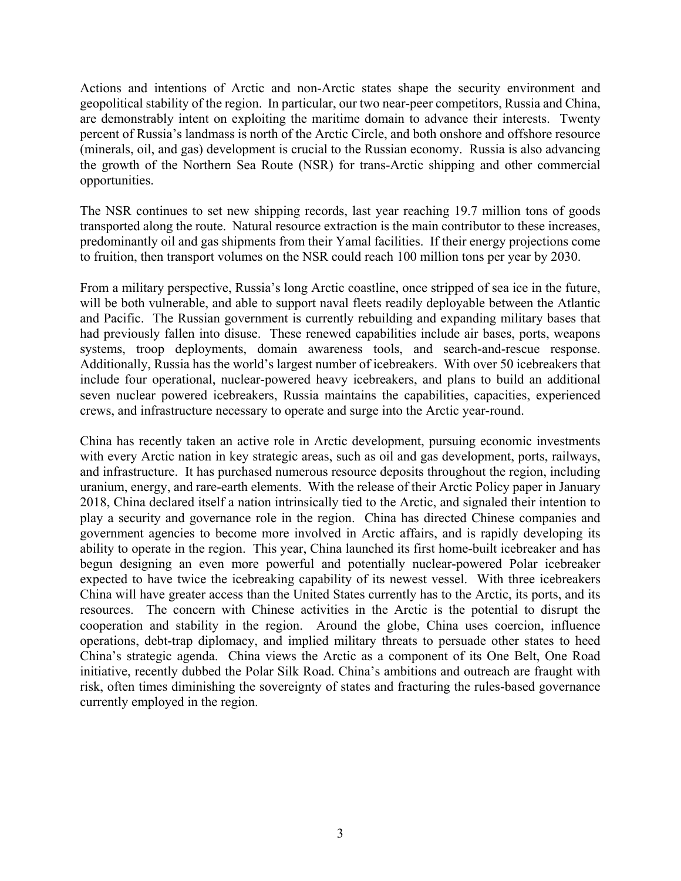Actions and intentions of Arctic and non-Arctic states shape the security environment and geopolitical stability of the region. In particular, our two near-peer competitors, Russia and China, are demonstrably intent on exploiting the maritime domain to advance their interests. Twenty percent of Russia's landmass is north of the Arctic Circle, and both onshore and offshore resource (minerals, oil, and gas) development is crucial to the Russian economy. Russia is also advancing the growth of the Northern Sea Route (NSR) for trans-Arctic shipping and other commercial opportunities.

The NSR continues to set new shipping records, last year reaching 19.7 million tons of goods transported along the route. Natural resource extraction is the main contributor to these increases, predominantly oil and gas shipments from their Yamal facilities. If their energy projections come to fruition, then transport volumes on the NSR could reach 100 million tons per year by 2030.

From a military perspective, Russia's long Arctic coastline, once stripped of sea ice in the future, will be both vulnerable, and able to support naval fleets readily deployable between the Atlantic and Pacific. The Russian government is currently rebuilding and expanding military bases that had previously fallen into disuse. These renewed capabilities include air bases, ports, weapons systems, troop deployments, domain awareness tools, and search-and-rescue response. Additionally, Russia has the world's largest number of icebreakers. With over 50 icebreakers that include four operational, nuclear-powered heavy icebreakers, and plans to build an additional seven nuclear powered icebreakers, Russia maintains the capabilities, capacities, experienced crews, and infrastructure necessary to operate and surge into the Arctic year-round.

China has recently taken an active role in Arctic development, pursuing economic investments with every Arctic nation in key strategic areas, such as oil and gas development, ports, railways, and infrastructure. It has purchased numerous resource deposits throughout the region, including uranium, energy, and rare-earth elements. With the release of their Arctic Policy paper in January 2018, China declared itself a nation intrinsically tied to the Arctic, and signaled their intention to play a security and governance role in the region. China has directed Chinese companies and government agencies to become more involved in Arctic affairs, and is rapidly developing its ability to operate in the region. This year, China launched its first home-built icebreaker and has begun designing an even more powerful and potentially nuclear-powered Polar icebreaker expected to have twice the icebreaking capability of its newest vessel. With three icebreakers China will have greater access than the United States currently has to the Arctic, its ports, and its resources. The concern with Chinese activities in the Arctic is the potential to disrupt the cooperation and stability in the region. Around the globe, China uses coercion, influence operations, debt-trap diplomacy, and implied military threats to persuade other states to heed China's strategic agenda. China views the Arctic as a component of its One Belt, One Road initiative, recently dubbed the Polar Silk Road. China's ambitions and outreach are fraught with risk, often times diminishing the sovereignty of states and fracturing the rules-based governance currently employed in the region.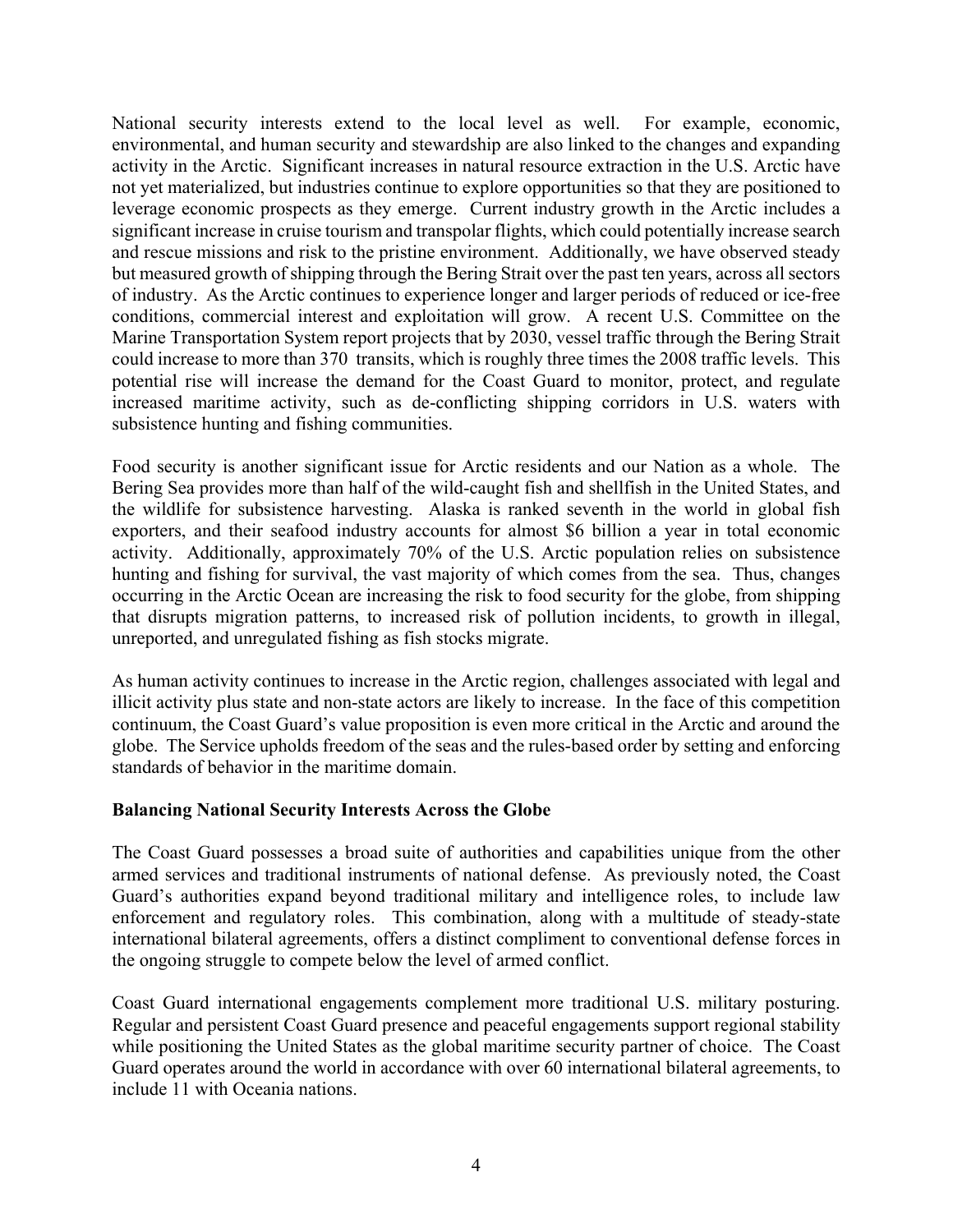National security interests extend to the local level as well. For example, economic, environmental, and human security and stewardship are also linked to the changes and expanding activity in the Arctic. Significant increases in natural resource extraction in the U.S. Arctic have not yet materialized, but industries continue to explore opportunities so that they are positioned to leverage economic prospects as they emerge. Current industry growth in the Arctic includes a significant increase in cruise tourism and transpolar flights, which could potentially increase search and rescue missions and risk to the pristine environment. Additionally, we have observed steady but measured growth of shipping through the Bering Strait over the past ten years, across all sectors of industry. As the Arctic continues to experience longer and larger periods of reduced or ice-free conditions, commercial interest and exploitation will grow. A recent U.S. Committee on the Marine Transportation System report projects that by 2030, vessel traffic through the Bering Strait could increase to more than 370 transits, which is roughly three times the 2008 traffic levels. This potential rise will increase the demand for the Coast Guard to monitor, protect, and regulate increased maritime activity, such as de-conflicting shipping corridors in U.S. waters with subsistence hunting and fishing communities.

Food security is another significant issue for Arctic residents and our Nation as a whole. The Bering Sea provides more than half of the wild-caught fish and shellfish in the United States, and the wildlife for subsistence harvesting. Alaska is ranked seventh in the world in global fish exporters, and their seafood industry accounts for almost \$6 billion a year in total economic activity. Additionally, approximately 70% of the U.S. Arctic population relies on subsistence hunting and fishing for survival, the vast majority of which comes from the sea. Thus, changes occurring in the Arctic Ocean are increasing the risk to food security for the globe, from shipping that disrupts migration patterns, to increased risk of pollution incidents, to growth in illegal, unreported, and unregulated fishing as fish stocks migrate.

As human activity continues to increase in the Arctic region, challenges associated with legal and illicit activity plus state and non-state actors are likely to increase. In the face of this competition continuum, the Coast Guard's value proposition is even more critical in the Arctic and around the globe. The Service upholds freedom of the seas and the rules-based order by setting and enforcing standards of behavior in the maritime domain.

**Balancing National Security Interests Across the Globe**

The Coast Guard possesses a broad suite of authorities and capabilities unique from the other armed services and traditional instruments of national defense. As previously noted, the Coast Guard's authorities expand beyond traditional military and intelligence roles, to include law enforcement and regulatory roles. This combination, along with a multitude of steady-state international bilateral agreements, offers a distinct compliment to conventional defense forces in the ongoing struggle to compete below the level of armed conflict.

Coast Guard international engagements complement more traditional U.S. military posturing. Regular and persistent Coast Guard presence and peaceful engagements support regional stability while positioning the United States as the global maritime security partner of choice. The Coast Guard operates around the world in accordance with over 60 international bilateral agreements, to include 11 with Oceania nations.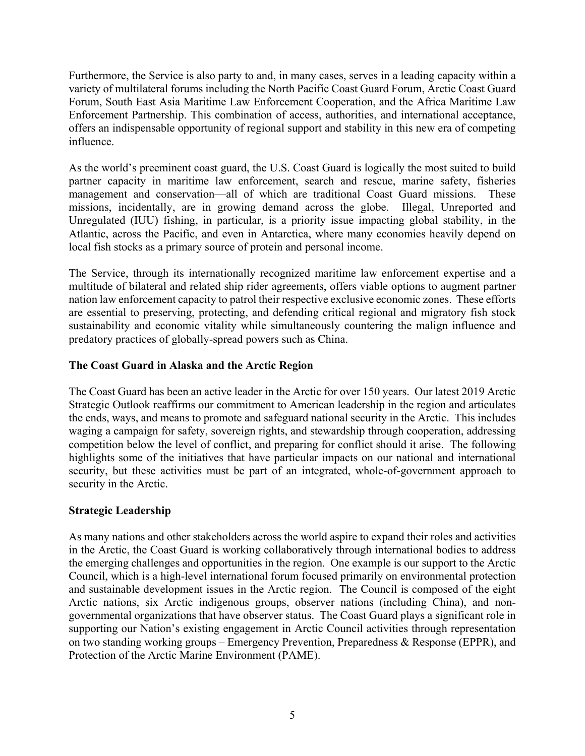Furthermore, the Service is also party to and, in many cases, serves in a leading capacity within a variety of multilateral forums including the North Pacific Coast Guard Forum, Arctic Coast Guard Forum, South East Asia Maritime Law Enforcement Cooperation, and the Africa Maritime Law Enforcement Partnership. This combination of access, authorities, and international acceptance, offers an indispensable opportunity of regional support and stability in this new era of competing influence.

As the world's preeminent coast guard, the U.S. Coast Guard is logically the most suited to build partner capacity in maritime law enforcement, search and rescue, marine safety, fisheries management and conservation—all of which are traditional Coast Guard missions. These missions, incidentally, are in growing demand across the globe. Illegal, Unreported and Unregulated (IUU) fishing, in particular, is a priority issue impacting global stability, in the Atlantic, across the Pacific, and even in Antarctica, where many economies heavily depend on local fish stocks as a primary source of protein and personal income.

The Service, through its internationally recognized maritime law enforcement expertise and a multitude of bilateral and related ship rider agreements, offers viable options to augment partner nation law enforcement capacity to patrol their respective exclusive economic zones. These efforts are essential to preserving, protecting, and defending critical regional and migratory fish stock sustainability and economic vitality while simultaneously countering the malign influence and predatory practices of globally-spread powers such as China.

**The Coast Guard in Alaska and the Arctic Region**

The Coast Guard has been an active leader in the Arctic for over 150 years. Our latest 2019 Arctic Strategic Outlook reaffirms our commitment to American leadership in the region and articulates the ends, ways, and means to promote and safeguard national security in the Arctic. This includes waging a campaign for safety, sovereign rights, and stewardship through cooperation, addressing competition below the level of conflict, and preparing for conflict should it arise. The following highlights some of the initiatives that have particular impacts on our national and international security, but these activities must be part of an integrated, whole-of-government approach to security in the Arctic.

**Strategic Leadership**

As many nations and other stakeholders across the world aspire to expand their roles and activities in the Arctic, the Coast Guard is working collaboratively through international bodies to address the emerging challenges and opportunities in the region. One example is our support to the Arctic Council, which is a high-level international forum focused primarily on environmental protection and sustainable development issues in the Arctic region. The Council is composed of the eight Arctic nations, six Arctic indigenous groups, observer nations (including China), and non-governmental organizations that have observer status. The Coast Guard plays a significant role in supporting our Nation's existing engagement in Arctic Council activities through representation on two standing working groups – Emergency Prevention, Preparedness & Response (EPPR), and Protection of the Arctic Marine Environment (PAME).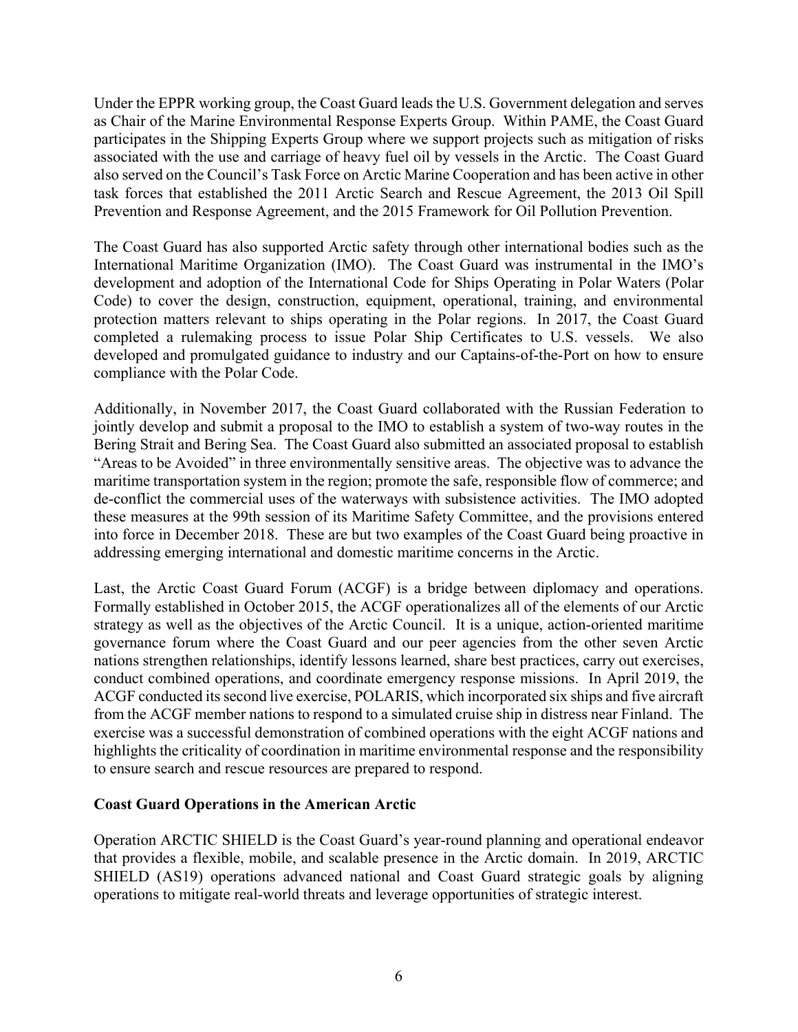Under the EPPR working group, the Coast Guard leads the U.S. Government delegation and serves as Chair of the Marine Environmental Response Experts Group. Within PAME, the Coast Guard participates in the Shipping Experts Group where we support projects such as mitigation of risks associated with the use and carriage of heavy fuel oil by vessels in the Arctic. The Coast Guard also served on the Council's Task Force on Arctic Marine Cooperation and has been active in other task forces that established the 2011 Arctic Search and Rescue Agreement, the 2013 Oil Spill Prevention and Response Agreement, and the 2015 Framework for Oil Pollution Prevention.

The Coast Guard has also supported Arctic safety through other international bodies such as the International Maritime Organization (IMO). The Coast Guard was instrumental in the IMO's development and adoption of the International Code for Ships Operating in Polar Waters (Polar Code) to cover the design, construction, equipment, operational, training, and environmental protection matters relevant to ships operating in the Polar regions. In 2017, the Coast Guard completed a rulemaking process to issue Polar Ship Certificates to U.S. vessels. We also developed and promulgated guidance to industry and our Captains-of-the-Port on how to ensure compliance with the Polar Code.

Additionally, in November 2017, the Coast Guard collaborated with the Russian Federation to jointly develop and submit a proposal to the IMO to establish a system of two-way routes in the Bering Strait and Bering Sea. The Coast Guard also submitted an associated proposal to establish "Areas to be Avoided" in three environmentally sensitive areas. The objective was to advance the maritime transportation system in the region; promote the safe, responsible flow of commerce; and de-conflict the commercial uses of the waterways with subsistence activities. The IMO adopted these measures at the 99th session of its Maritime Safety Committee, and the provisions entered into force in December 2018. These are but two examples of the Coast Guard being proactive in addressing emerging international and domestic maritime concerns in the Arctic.

Last, the Arctic Coast Guard Forum (ACGF) is a bridge between diplomacy and operations. Formally established in October 2015, the ACGF operationalizes all of the elements of our Arctic strategy as well as the objectives of the Arctic Council. It is a unique, action-oriented maritime governance forum where the Coast Guard and our peer agencies from the other seven Arctic nations strengthen relationships, identify lessons learned, share best practices, carry out exercises, conduct combined operations, and coordinate emergency response missions. In April 2019, the ACGF conducted its second live exercise, POLARIS, which incorporated six ships and five aircraft from the ACGF member nations to respond to a simulated cruise ship in distress near Finland. The exercise was a successful demonstration of combined operations with the eight ACGF nations and highlights the criticality of coordination in maritime environmental response and the responsibility to ensure search and rescue resources are prepared to respond.

**Coast Guard Operations in the American Arctic**

Operation ARCTIC SHIELD is the Coast Guard's year-round planning and operational endeavor that provides a flexible, mobile, and scalable presence in the Arctic domain. In 2019, ARCTIC SHIELD (AS19) operations advanced national and Coast Guard strategic goals by aligning operations to mitigate real-world threats and leverage opportunities of strategic interest.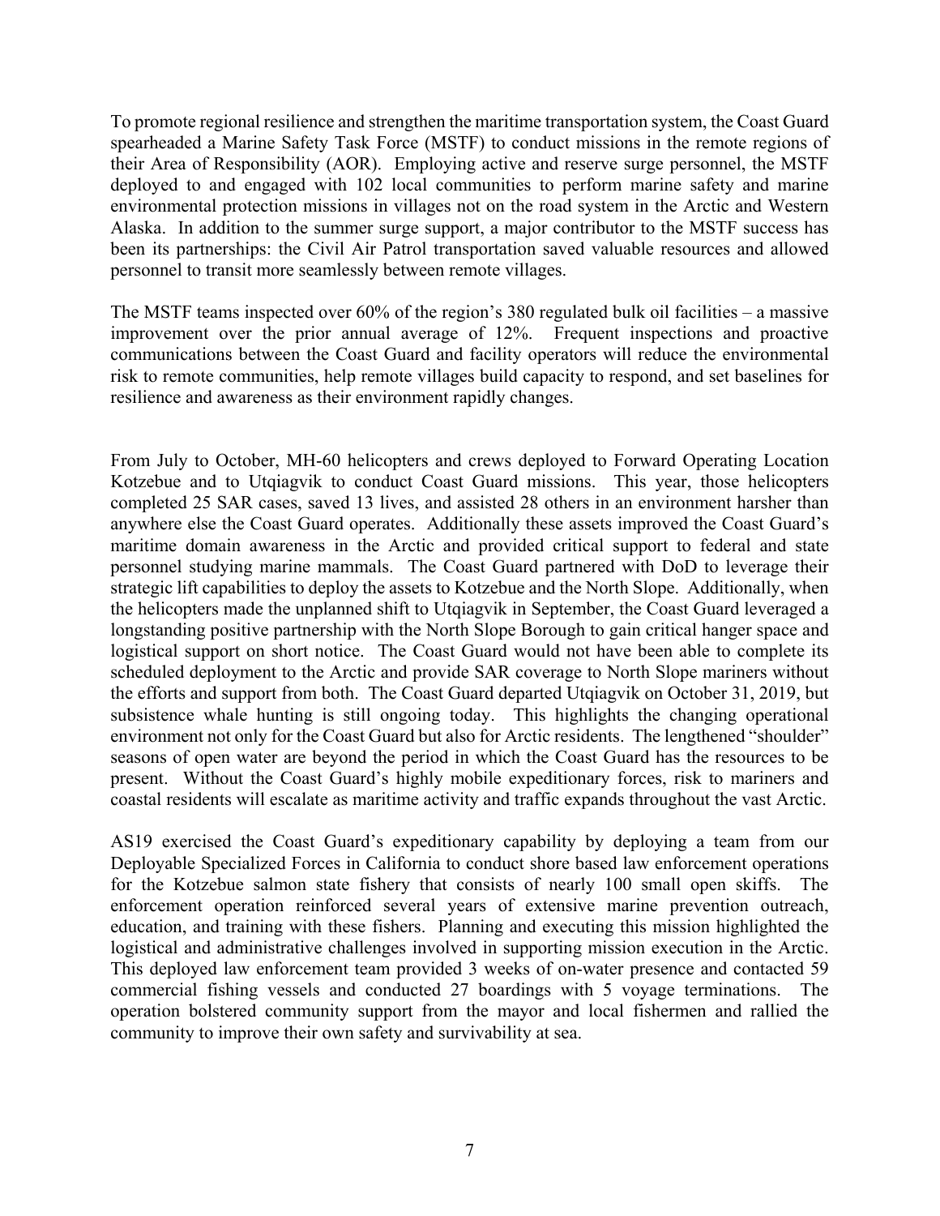To promote regional resilience and strengthen the maritime transportation system, the Coast Guard spearheaded a Marine Safety Task Force (MSTF) to conduct missions in the remote regions of their Area of Responsibility (AOR). Employing active and reserve surge personnel, the MSTF deployed to and engaged with 102 local communities to perform marine safety and marine environmental protection missions in villages not on the road system in the Arctic and Western Alaska. In addition to the summer surge support, a major contributor to the MSTF success has been its partnerships: the Civil Air Patrol transportation saved valuable resources and allowed personnel to transit more seamlessly between remote villages.

The MSTF teams inspected over 60% of the region's 380 regulated bulk oil facilities – a massive improvement over the prior annual average of 12%. Frequent inspections and proactive communications between the Coast Guard and facility operators will reduce the environmental risk to remote communities, help remote villages build capacity to respond, and set baselines for resilience and awareness as their environment rapidly changes.

From July to October, MH-60 helicopters and crews deployed to Forward Operating Location Kotzebue and to Utqiagvik to conduct Coast Guard missions. This year, those helicopters completed 25 SAR cases, saved 13 lives, and assisted 28 others in an environment harsher than anywhere else the Coast Guard operates. Additionally these assets improved the Coast Guard's maritime domain awareness in the Arctic and provided critical support to federal and state personnel studying marine mammals. The Coast Guard partnered with DoD to leverage their strategic lift capabilities to deploy the assets to Kotzebue and the North Slope. Additionally, when the helicopters made the unplanned shift to Utqiagvik in September, the Coast Guard leveraged a longstanding positive partnership with the North Slope Borough to gain critical hanger space and logistical support on short notice. The Coast Guard would not have been able to complete its scheduled deployment to the Arctic and provide SAR coverage to North Slope mariners without the efforts and support from both. The Coast Guard departed Utqiagvik on October 31, 2019, but subsistence whale hunting is still ongoing today. This highlights the changing operational environment not only for the Coast Guard but also for Arctic residents. The lengthened "shoulder" seasons of open water are beyond the period in which the Coast Guard has the resources to be present. Without the Coast Guard's highly mobile expeditionary forces, risk to mariners and coastal residents will escalate as maritime activity and traffic expands throughout the vast Arctic.

AS19 exercised the Coast Guard's expeditionary capability by deploying a team from our Deployable Specialized Forces in California to conduct shore based law enforcement operations for the Kotzebue salmon state fishery that consists of nearly 100 small open skiffs. The enforcement operation reinforced several years of extensive marine prevention outreach, education, and training with these fishers. Planning and executing this mission highlighted the logistical and administrative challenges involved in supporting mission execution in the Arctic. This deployed law enforcement team provided 3 weeks of on-water presence and contacted 59 commercial fishing vessels and conducted 27 boardings with 5 voyage terminations. The operation bolstered community support from the mayor and local fishermen and rallied the community to improve their own safety and survivability at sea.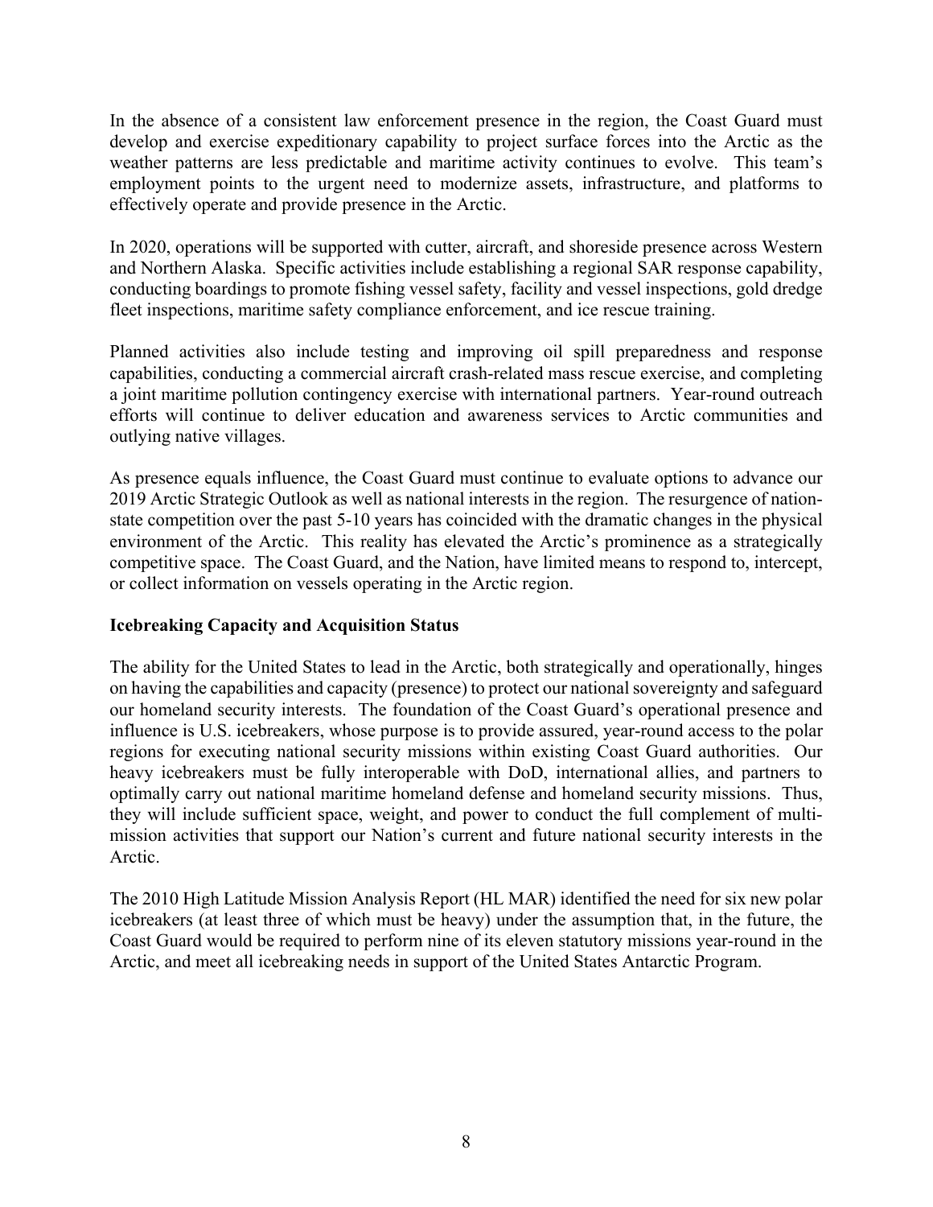In the absence of a consistent law enforcement presence in the region, the Coast Guard must develop and exercise expeditionary capability to project surface forces into the Arctic as the weather patterns are less predictable and maritime activity continues to evolve. This team's employment points to the urgent need to modernize assets, infrastructure, and platforms to effectively operate and provide presence in the Arctic.

In 2020, operations will be supported with cutter, aircraft, and shoreside presence across Western and Northern Alaska. Specific activities include establishing a regional SAR response capability, conducting boardings to promote fishing vessel safety, facility and vessel inspections, gold dredge fleet inspections, maritime safety compliance enforcement, and ice rescue training.

Planned activities also include testing and improving oil spill preparedness and response capabilities, conducting a commercial aircraft crash-related mass rescue exercise, and completing a joint maritime pollution contingency exercise with international partners. Year-round outreach efforts will continue to deliver education and awareness services to Arctic communities and outlying native villages.

As presence equals influence, the Coast Guard must continue to evaluate options to advance our 2019 Arctic Strategic Outlook as well as national interests in the region. The resurgence of nation-state competition over the past 5-10 years has coincided with the dramatic changes in the physical environment of the Arctic. This reality has elevated the Arctic's prominence as a strategically competitive space. The Coast Guard, and the Nation, have limited means to respond to, intercept, or collect information on vessels operating in the Arctic region.

**Icebreaking Capacity and Acquisition Status**

The ability for the United States to lead in the Arctic, both strategically and operationally, hinges on having the capabilities and capacity (presence) to protect our national sovereignty and safeguard our homeland security interests. The foundation of the Coast Guard's operational presence and influence is U.S. icebreakers, whose purpose is to provide assured, year-round access to the polar regions for executing national security missions within existing Coast Guard authorities. Our heavy icebreakers must be fully interoperable with DoD, international allies, and partners to optimally carry out national maritime homeland defense and homeland security missions. Thus, they will include sufficient space, weight, and power to conduct the full complement of multi-mission activities that support our Nation's current and future national security interests in the Arctic.

The 2010 High Latitude Mission Analysis Report (HL MAR) identified the need for six new polar icebreakers (at least three of which must be heavy) under the assumption that, in the future, the Coast Guard would be required to perform nine of its eleven statutory missions year-round in the Arctic, and meet all icebreaking needs in support of the United States Antarctic Program.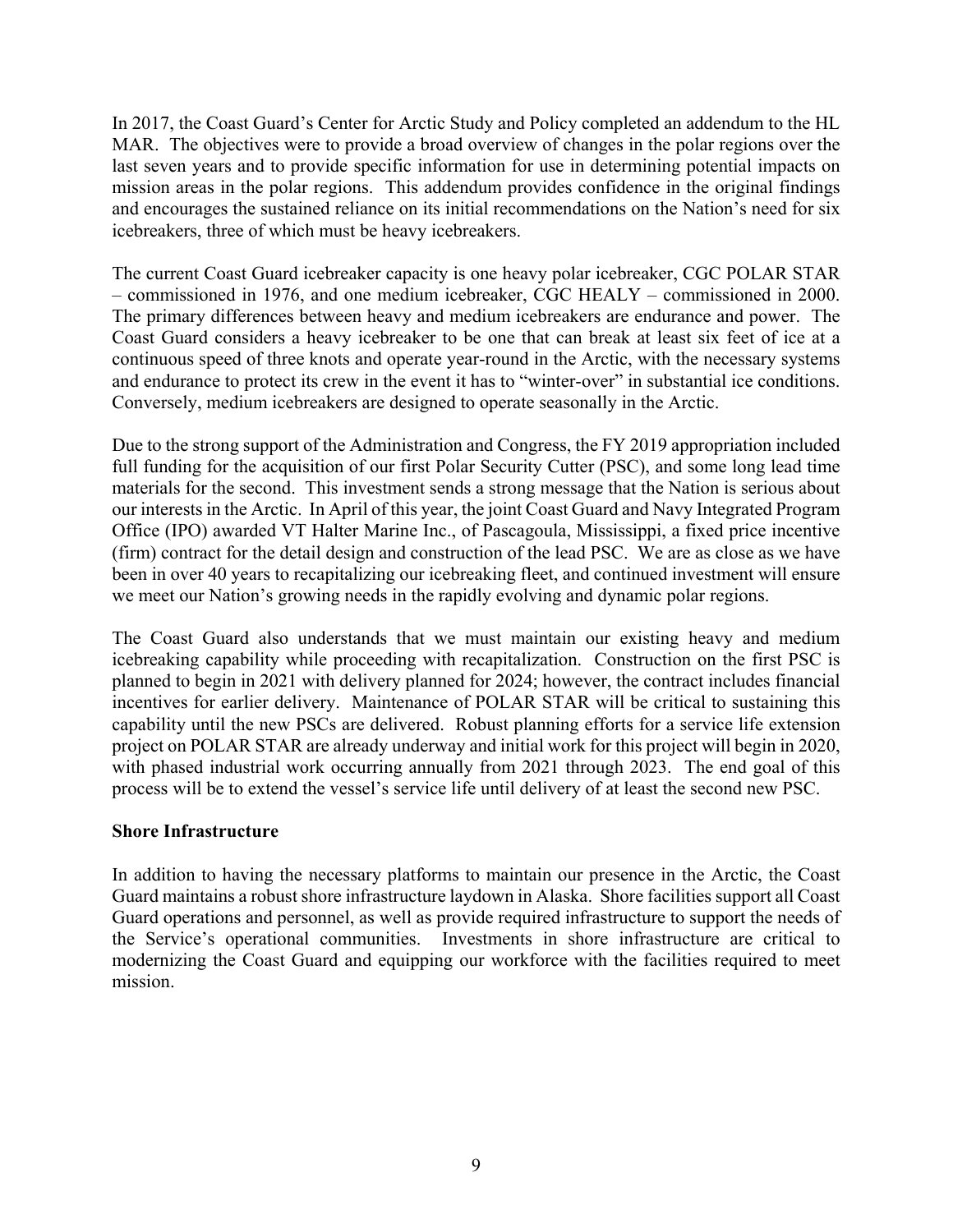In 2017, the Coast Guard's Center for Arctic Study and Policy completed an addendum to the HL MAR. The objectives were to provide a broad overview of changes in the polar regions over the last seven years and to provide specific information for use in determining potential impacts on mission areas in the polar regions. This addendum provides confidence in the original findings and encourages the sustained reliance on its initial recommendations on the Nation's need for six icebreakers, three of which must be heavy icebreakers.

The current Coast Guard icebreaker capacity is one heavy polar icebreaker, CGC POLAR STAR – commissioned in 1976, and one medium icebreaker, CGC HEALY – commissioned in 2000. The primary differences between heavy and medium icebreakers are endurance and power. The Coast Guard considers a heavy icebreaker to be one that can break at least six feet of ice at a continuous speed of three knots and operate year-round in the Arctic, with the necessary systems and endurance to protect its crew in the event it has to "winter-over" in substantial ice conditions. Conversely, medium icebreakers are designed to operate seasonally in the Arctic.

Due to the strong support of the Administration and Congress, the FY 2019 appropriation included full funding for the acquisition of our first Polar Security Cutter (PSC), and some long lead time materials for the second. This investment sends a strong message that the Nation is serious about our interests in the Arctic. In April of this year, the joint Coast Guard and Navy Integrated Program Office (IPO) awarded VT Halter Marine Inc., of Pascagoula, Mississippi, a fixed price incentive (firm) contract for the detail design and construction of the lead PSC. We are as close as we have been in over 40 years to recapitalizing our icebreaking fleet, and continued investment will ensure we meet our Nation's growing needs in the rapidly evolving and dynamic polar regions.

The Coast Guard also understands that we must maintain our existing heavy and medium icebreaking capability while proceeding with recapitalization. Construction on the first PSC is planned to begin in 2021 with delivery planned for 2024; however, the contract includes financial incentives for earlier delivery. Maintenance of POLAR STAR will be critical to sustaining this capability until the new PSCs are delivered. Robust planning efforts for a service life extension project on POLAR STAR are already underway and initial work for this project will begin in 2020, with phased industrial work occurring annually from 2021 through 2023. The end goal of this process will be to extend the vessel's service life until delivery of at least the second new PSC.

**Shore Infrastructure**

In addition to having the necessary platforms to maintain our presence in the Arctic, the Coast Guard maintains a robust shore infrastructure laydown in Alaska. Shore facilities support all Coast Guard operations and personnel, as well as provide required infrastructure to support the needs of the Service's operational communities. Investments in shore infrastructure are critical to modernizing the Coast Guard and equipping our workforce with the facilities required to meet mission.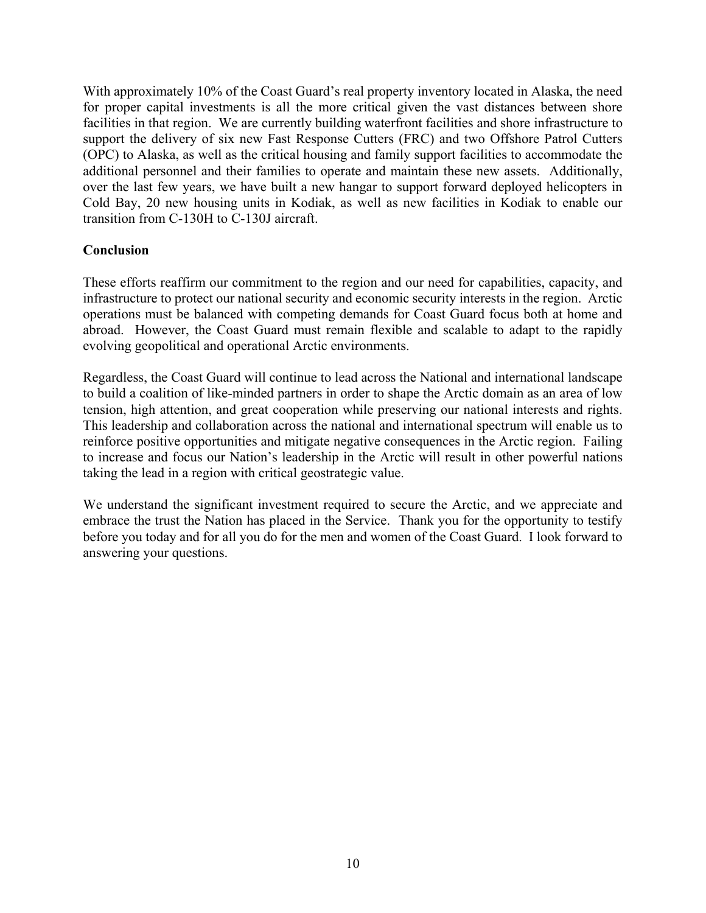With approximately 10% of the Coast Guard's real property inventory located in Alaska, the need for proper capital investments is all the more critical given the vast distances between shore facilities in that region. We are currently building waterfront facilities and shore infrastructure to support the delivery of six new Fast Response Cutters (FRC) and two Offshore Patrol Cutters (OPC) to Alaska, as well as the critical housing and family support facilities to accommodate the additional personnel and their families to operate and maintain these new assets. Additionally, over the last few years, we have built a new hangar to support forward deployed helicopters in Cold Bay, 20 new housing units in Kodiak, as well as new facilities in Kodiak to enable our transition from C-130H to C-130J aircraft.

**Conclusion**

These efforts reaffirm our commitment to the region and our need for capabilities, capacity, and infrastructure to protect our national security and economic security interests in the region. Arctic operations must be balanced with competing demands for Coast Guard focus both at home and abroad. However, the Coast Guard must remain flexible and scalable to adapt to the rapidly evolving geopolitical and operational Arctic environments.

Regardless, the Coast Guard will continue to lead across the National and international landscape to build a coalition of like-minded partners in order to shape the Arctic domain as an area of low tension, high attention, and great cooperation while preserving our national interests and rights. This leadership and collaboration across the national and international spectrum will enable us to reinforce positive opportunities and mitigate negative consequences in the Arctic region. Failing to increase and focus our Nation's leadership in the Arctic will result in other powerful nations taking the lead in a region with critical geostrategic value.

We understand the significant investment required to secure the Arctic, and we appreciate and embrace the trust the Nation has placed in the Service. Thank you for the opportunity to testify before you today and for all you do for the men and women of the Coast Guard. I look forward to answering your questions.